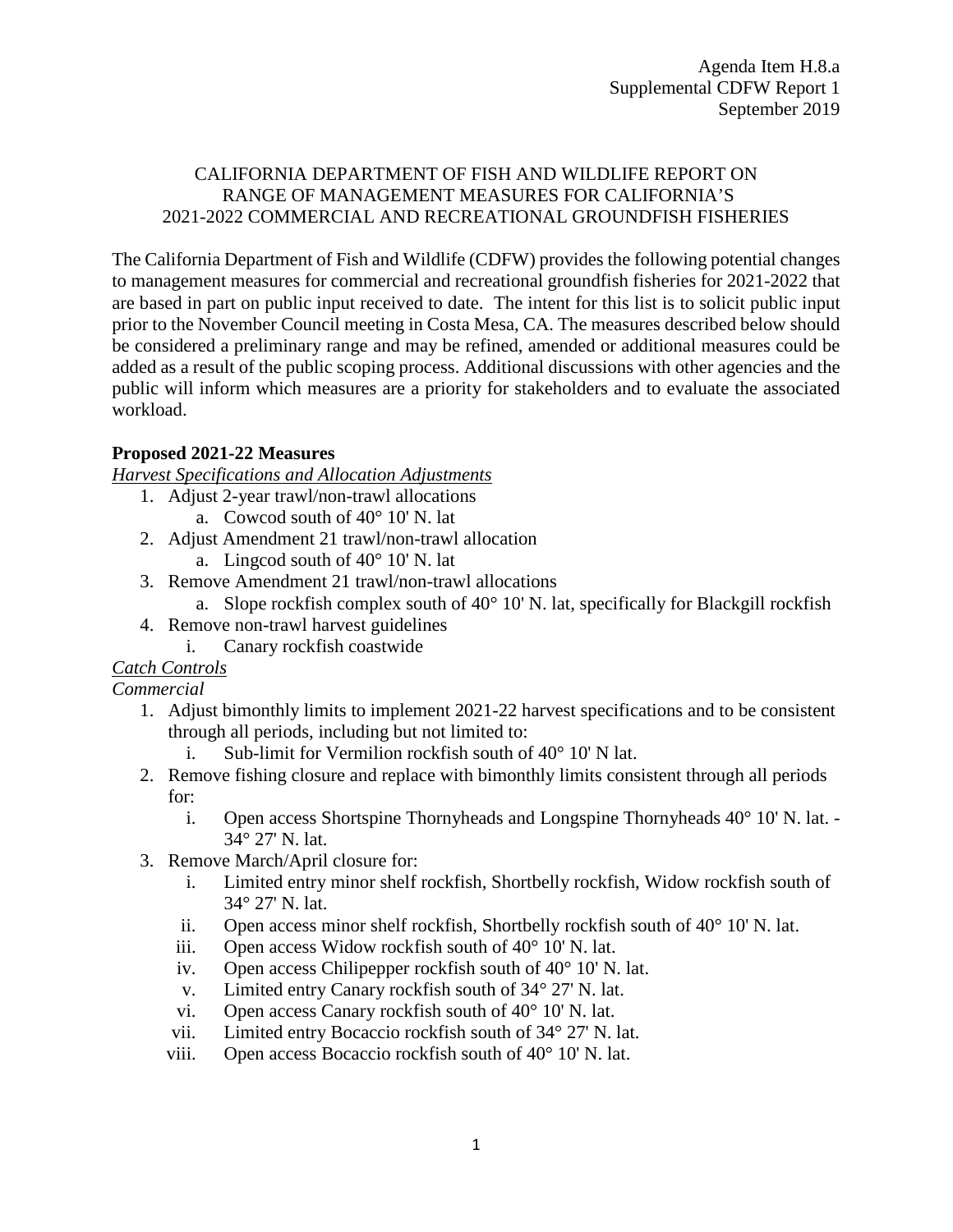Agenda Item H.8.a
Supplemental CDFW Report 1
September 2019

# CALIFORNIA DEPARTMENT OF FISH AND WILDLIFE REPORT ON RANGE OF MANAGEMENT MEASURES FOR CALIFORNIA'S 2021-2022 COMMERCIAL AND RECREATIONAL GROUNDFISH FISHERIES

The California Department of Fish and Wildlife (CDFW) provides the following potential changes to management measures for commercial and recreational groundfish fisheries for 2021-2022 that are based in part on public input received to date. The intent for this list is to solicit public input prior to the November Council meeting in Costa Mesa, CA. The measures described below should be considered a preliminary range and may be refined, amended or additional measures could be added as a result of the public scoping process. Additional discussions with other agencies and the public will inform which measures are a priority for stakeholders and to evaluate the associated workload.

## Proposed 2021-22 Measures

*Harvest Specifications and Allocation Adjustments*

1. Adjust 2-year trawl/non-trawl allocations
   a. Cowcod south of 40° 10' N. lat
2. Adjust Amendment 21 trawl/non-trawl allocation
   a. Lingcod south of 40° 10' N. lat
3. Remove Amendment 21 trawl/non-trawl allocations
   a. Slope rockfish complex south of 40° 10' N. lat, specifically for Blackgill rockfish
4. Remove non-trawl harvest guidelines
   i. Canary rockfish coastwide

*Catch Controls*

*Commercial*

1. Adjust bimonthly limits to implement 2021-22 harvest specifications and to be consistent through all periods, including but not limited to:
   i. Sub-limit for Vermilion rockfish south of 40° 10' N lat.
2. Remove fishing closure and replace with bimonthly limits consistent through all periods for:
   i. Open access Shortspine Thornyheads and Longspine Thornyheads 40° 10' N. lat. - 34° 27' N. lat.
3. Remove March/April closure for:
   i. Limited entry minor shelf rockfish, Shortbelly rockfish, Widow rockfish south of 34° 27' N. lat.
   ii. Open access minor shelf rockfish, Shortbelly rockfish south of 40° 10' N. lat.
   iii. Open access Widow rockfish south of 40° 10' N. lat.
   iv. Open access Chilipepper rockfish south of 40° 10' N. lat.
   v. Limited entry Canary rockfish south of 34° 27' N. lat.
   vi. Open access Canary rockfish south of 40° 10' N. lat.
   vii. Limited entry Bocaccio rockfish south of 34° 27' N. lat.
   viii. Open access Bocaccio rockfish south of 40° 10' N. lat.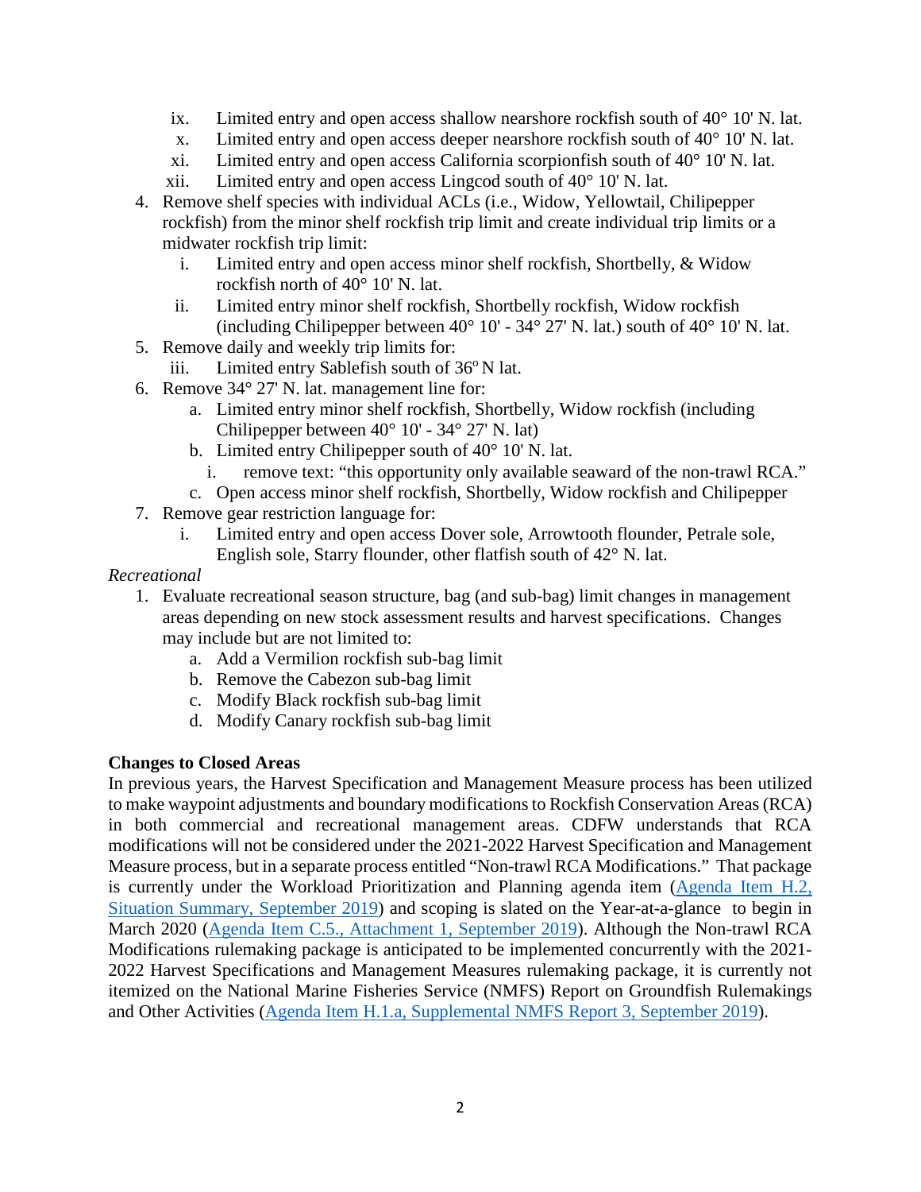- ix. Limited entry and open access shallow nearshore rockfish south of 40° 10' N. lat.
- x. Limited entry and open access deeper nearshore rockfish south of 40° 10' N. lat.
- xi. Limited entry and open access California scorpionfish south of 40° 10' N. lat.
- xii. Limited entry and open access Lingcod south of 40° 10' N. lat.

4. Remove shelf species with individual ACLs (i.e., Widow, Yellowtail, Chilipepper rockfish) from the minor shelf rockfish trip limit and create individual trip limits or a midwater rockfish trip limit:
   - i. Limited entry and open access minor shelf rockfish, Shortbelly, & Widow rockfish north of 40° 10' N. lat.
   - ii. Limited entry minor shelf rockfish, Shortbelly rockfish, Widow rockfish (including Chilipepper between 40° 10' - 34° 27' N. lat.) south of 40° 10' N. lat.
5. Remove daily and weekly trip limits for:
   - iii. Limited entry Sablefish south of 36º N lat.
6. Remove 34° 27' N. lat. management line for:
   - a. Limited entry minor shelf rockfish, Shortbelly, Widow rockfish (including Chilipepper between 40° 10' - 34° 27' N. lat)
   - b. Limited entry Chilipepper south of 40° 10' N. lat.
     - i. remove text: "this opportunity only available seaward of the non-trawl RCA."
   - c. Open access minor shelf rockfish, Shortbelly, Widow rockfish and Chilipepper
7. Remove gear restriction language for:
   - i. Limited entry and open access Dover sole, Arrowtooth flounder, Petrale sole, English sole, Starry flounder, other flatfish south of 42° N. lat.

*Recreational*

1. Evaluate recreational season structure, bag (and sub-bag) limit changes in management areas depending on new stock assessment results and harvest specifications. Changes may include but are not limited to:
   - a. Add a Vermilion rockfish sub-bag limit
   - b. Remove the Cabezon sub-bag limit
   - c. Modify Black rockfish sub-bag limit
   - d. Modify Canary rockfish sub-bag limit

**Changes to Closed Areas**

In previous years, the Harvest Specification and Management Measure process has been utilized to make waypoint adjustments and boundary modifications to Rockfish Conservation Areas (RCA) in both commercial and recreational management areas. CDFW understands that RCA modifications will not be considered under the 2021-2022 Harvest Specification and Management Measure process, but in a separate process entitled "Non-trawl RCA Modifications." That package is currently under the Workload Prioritization and Planning agenda item (Agenda Item H.2, Situation Summary, September 2019) and scoping is slated on the Year-at-a-glance to begin in March 2020 (Agenda Item C.5., Attachment 1, September 2019). Although the Non-trawl RCA Modifications rulemaking package is anticipated to be implemented concurrently with the 2021-2022 Harvest Specifications and Management Measures rulemaking package, it is currently not itemized on the National Marine Fisheries Service (NMFS) Report on Groundfish Rulemakings and Other Activities (Agenda Item H.1.a, Supplemental NMFS Report 3, September 2019).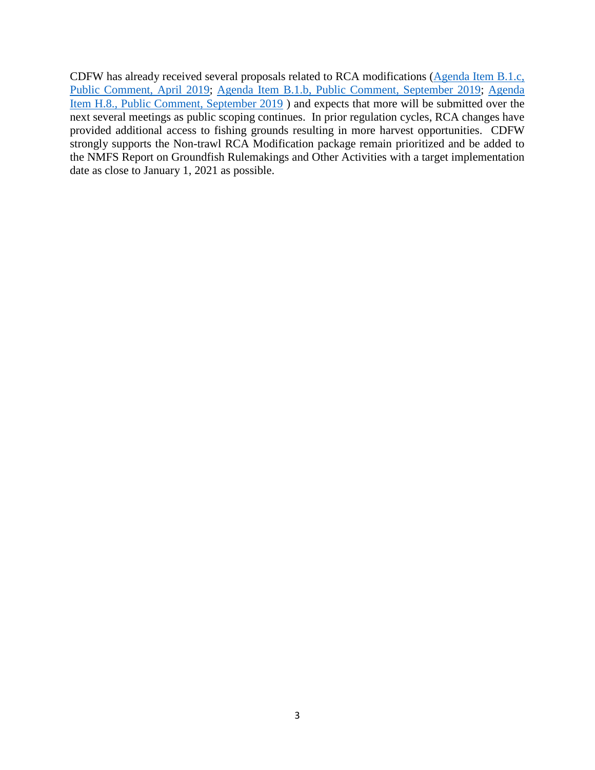CDFW has already received several proposals related to RCA modifications (Agenda Item B.1.c, Public Comment, April 2019; Agenda Item B.1.b, Public Comment, September 2019; Agenda Item H.8., Public Comment, September 2019 ) and expects that more will be submitted over the next several meetings as public scoping continues. In prior regulation cycles, RCA changes have provided additional access to fishing grounds resulting in more harvest opportunities. CDFW strongly supports the Non-trawl RCA Modification package remain prioritized and be added to the NMFS Report on Groundfish Rulemakings and Other Activities with a target implementation date as close to January 1, 2021 as possible.